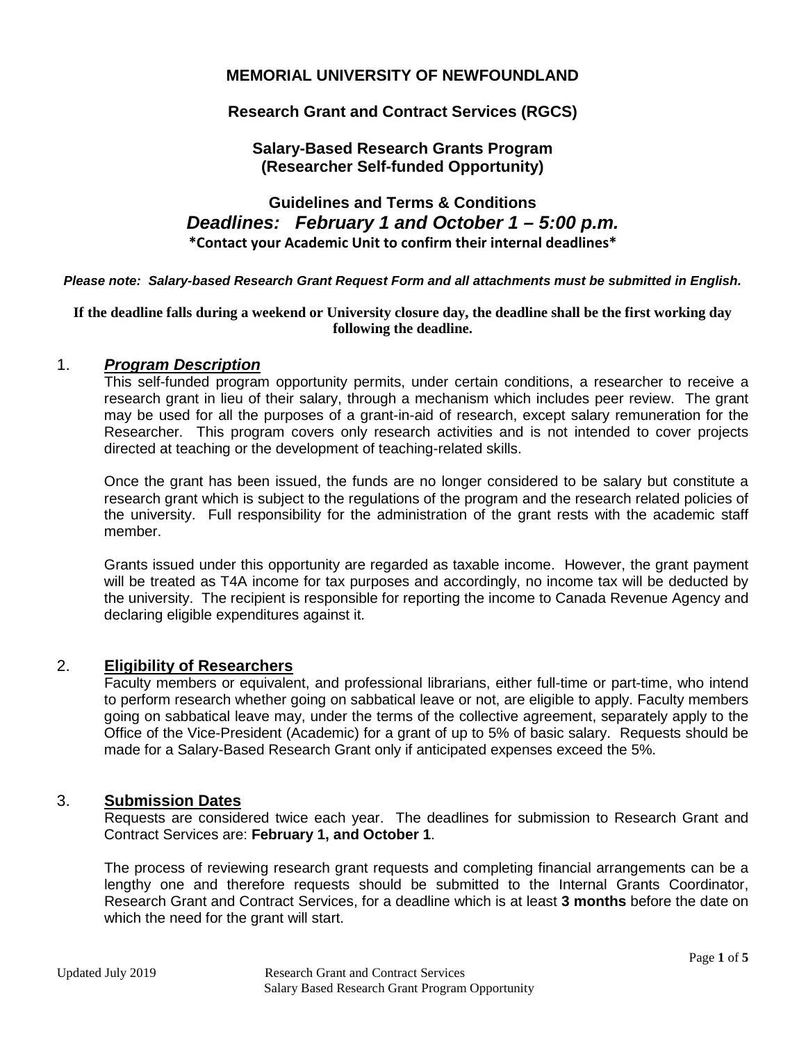# MEMORIAL UNIVERSITY OF NEWFOUNDLAND

## Research Grant and Contract Services (RGCS)

## Salary-Based Research Grants Program (Researcher Self-funded Opportunity)

## Guidelines and Terms & Conditions

***Deadlines: February 1 and October 1 – 5:00 p.m.***

**\*Contact your Academic Unit to confirm their internal deadlines\***

***Please note: Salary-based Research Grant Request Form and all attachments must be submitted in English.***

**If the deadline falls during a weekend or University closure day, the deadline shall be the first working day following the deadline.**

### 1. ***Program Description***

This self-funded program opportunity permits, under certain conditions, a researcher to receive a research grant in lieu of their salary, through a mechanism which includes peer review. The grant may be used for all the purposes of a grant-in-aid of research, except salary remuneration for the Researcher. This program covers only research activities and is not intended to cover projects directed at teaching or the development of teaching-related skills.

Once the grant has been issued, the funds are no longer considered to be salary but constitute a research grant which is subject to the regulations of the program and the research related policies of the university. Full responsibility for the administration of the grant rests with the academic staff member.

Grants issued under this opportunity are regarded as taxable income. However, the grant payment will be treated as T4A income for tax purposes and accordingly, no income tax will be deducted by the university. The recipient is responsible for reporting the income to Canada Revenue Agency and declaring eligible expenditures against it.

### 2. **Eligibility of Researchers**

Faculty members or equivalent, and professional librarians, either full-time or part-time, who intend to perform research whether going on sabbatical leave or not, are eligible to apply. Faculty members going on sabbatical leave may, under the terms of the collective agreement, separately apply to the Office of the Vice-President (Academic) for a grant of up to 5% of basic salary. Requests should be made for a Salary-Based Research Grant only if anticipated expenses exceed the 5%.

### 3. **Submission Dates**

Requests are considered twice each year. The deadlines for submission to Research Grant and Contract Services are: **February 1, and October 1**.

The process of reviewing research grant requests and completing financial arrangements can be a lengthy one and therefore requests should be submitted to the Internal Grants Coordinator, Research Grant and Contract Services, for a deadline which is at least **3 months** before the date on which the need for the grant will start.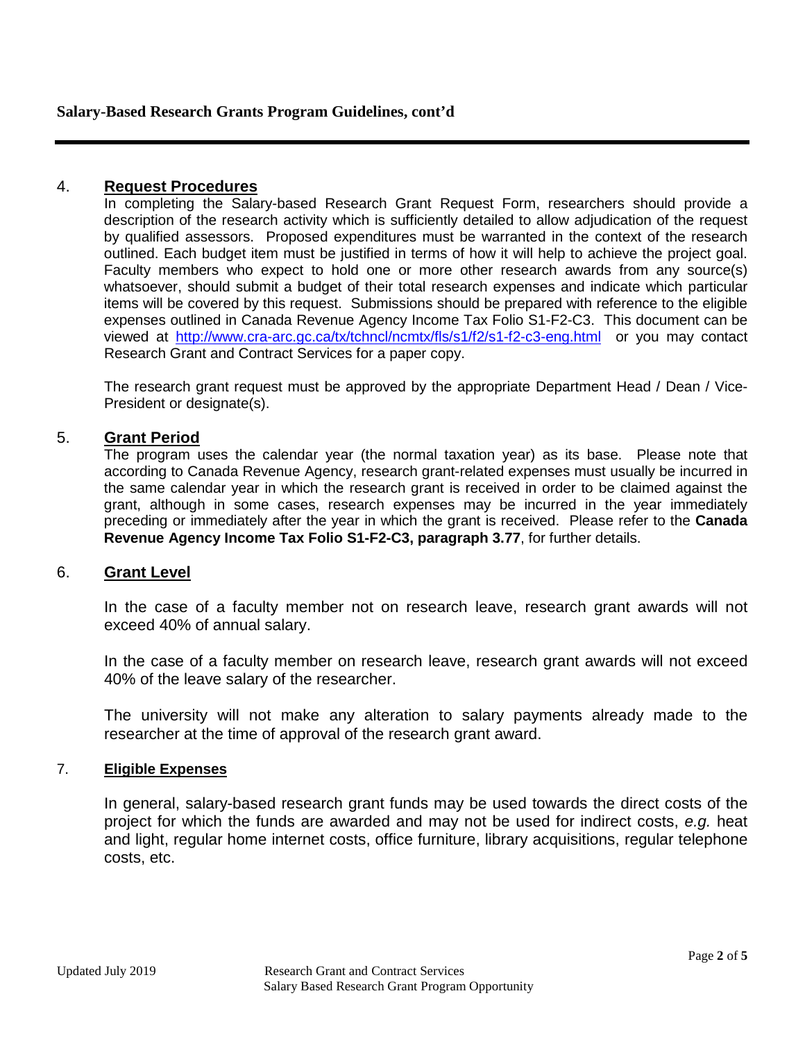## 4. Request Procedures

In completing the Salary-based Research Grant Request Form, researchers should provide a description of the research activity which is sufficiently detailed to allow adjudication of the request by qualified assessors. Proposed expenditures must be warranted in the context of the research outlined. Each budget item must be justified in terms of how it will help to achieve the project goal. Faculty members who expect to hold one or more other research awards from any source(s) whatsoever, should submit a budget of their total research expenses and indicate which particular items will be covered by this request. Submissions should be prepared with reference to the eligible expenses outlined in Canada Revenue Agency Income Tax Folio S1-F2-C3. This document can be viewed at http://www.cra-arc.gc.ca/tx/tchncl/ncmtx/fls/s1/f2/s1-f2-c3-eng.html or you may contact Research Grant and Contract Services for a paper copy.

The research grant request must be approved by the appropriate Department Head / Dean / Vice-President or designate(s).

## 5. Grant Period

The program uses the calendar year (the normal taxation year) as its base. Please note that according to Canada Revenue Agency, research grant-related expenses must usually be incurred in the same calendar year in which the research grant is received in order to be claimed against the grant, although in some cases, research expenses may be incurred in the year immediately preceding or immediately after the year in which the grant is received. Please refer to the **Canada Revenue Agency Income Tax Folio S1-F2-C3, paragraph 3.77**, for further details.

## 6. Grant Level

In the case of a faculty member not on research leave, research grant awards will not exceed 40% of annual salary.

In the case of a faculty member on research leave, research grant awards will not exceed 40% of the leave salary of the researcher.

The university will not make any alteration to salary payments already made to the researcher at the time of approval of the research grant award.

## 7. Eligible Expenses

In general, salary-based research grant funds may be used towards the direct costs of the project for which the funds are awarded and may not be used for indirect costs, *e.g.* heat and light, regular home internet costs, office furniture, library acquisitions, regular telephone costs, etc.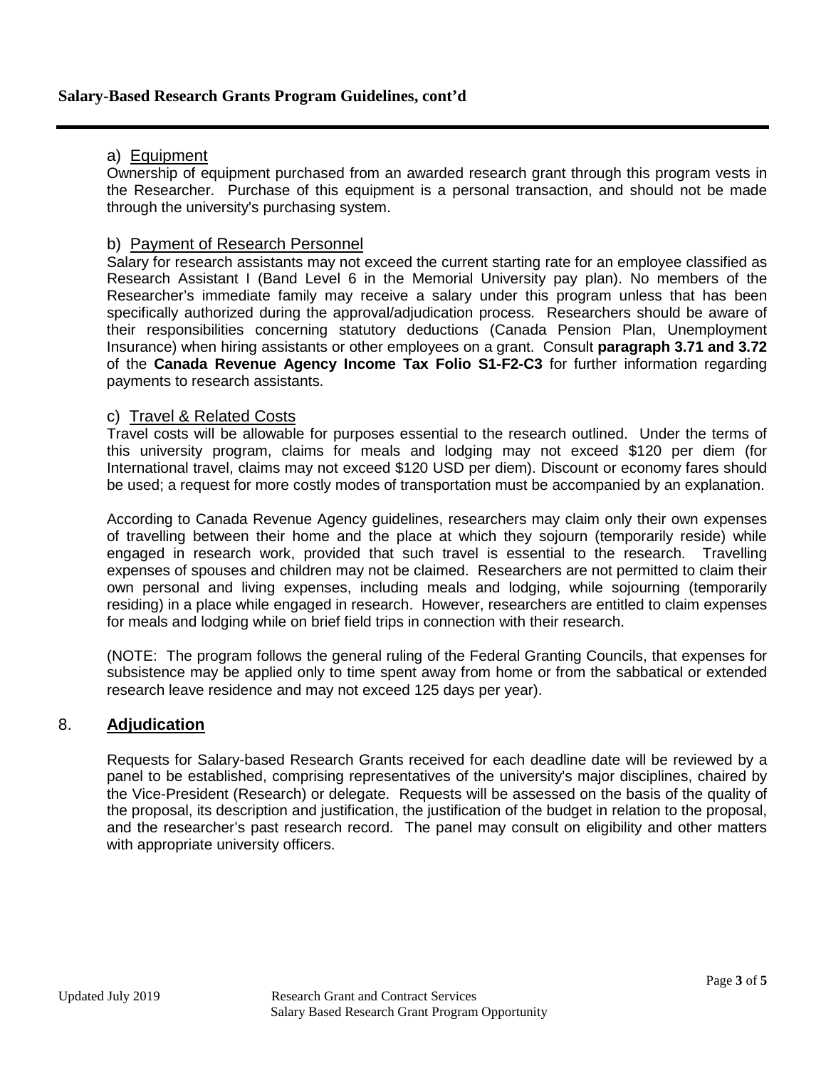## Salary-Based Research Grants Program Guidelines, cont'd

a) Equipment

Ownership of equipment purchased from an awarded research grant through this program vests in the Researcher. Purchase of this equipment is a personal transaction, and should not be made through the university's purchasing system.

b) Payment of Research Personnel

Salary for research assistants may not exceed the current starting rate for an employee classified as Research Assistant I (Band Level 6 in the Memorial University pay plan). No members of the Researcher's immediate family may receive a salary under this program unless that has been specifically authorized during the approval/adjudication process. Researchers should be aware of their responsibilities concerning statutory deductions (Canada Pension Plan, Unemployment Insurance) when hiring assistants or other employees on a grant. Consult **paragraph 3.71 and 3.72** of the **Canada Revenue Agency Income Tax Folio S1-F2-C3** for further information regarding payments to research assistants.

c) Travel & Related Costs

Travel costs will be allowable for purposes essential to the research outlined. Under the terms of this university program, claims for meals and lodging may not exceed $120 per diem (for International travel, claims may not exceed $120 USD per diem). Discount or economy fares should be used; a request for more costly modes of transportation must be accompanied by an explanation.

According to Canada Revenue Agency guidelines, researchers may claim only their own expenses of travelling between their home and the place at which they sojourn (temporarily reside) while engaged in research work, provided that such travel is essential to the research. Travelling expenses of spouses and children may not be claimed. Researchers are not permitted to claim their own personal and living expenses, including meals and lodging, while sojourning (temporarily residing) in a place while engaged in research. However, researchers are entitled to claim expenses for meals and lodging while on brief field trips in connection with their research.

(NOTE: The program follows the general ruling of the Federal Granting Councils, that expenses for subsistence may be applied only to time spent away from home or from the sabbatical or extended research leave residence and may not exceed 125 days per year).

## 8. Adjudication

Requests for Salary-based Research Grants received for each deadline date will be reviewed by a panel to be established, comprising representatives of the university's major disciplines, chaired by the Vice-President (Research) or delegate. Requests will be assessed on the basis of the quality of the proposal, its description and justification, the justification of the budget in relation to the proposal, and the researcher's past research record. The panel may consult on eligibility and other matters with appropriate university officers.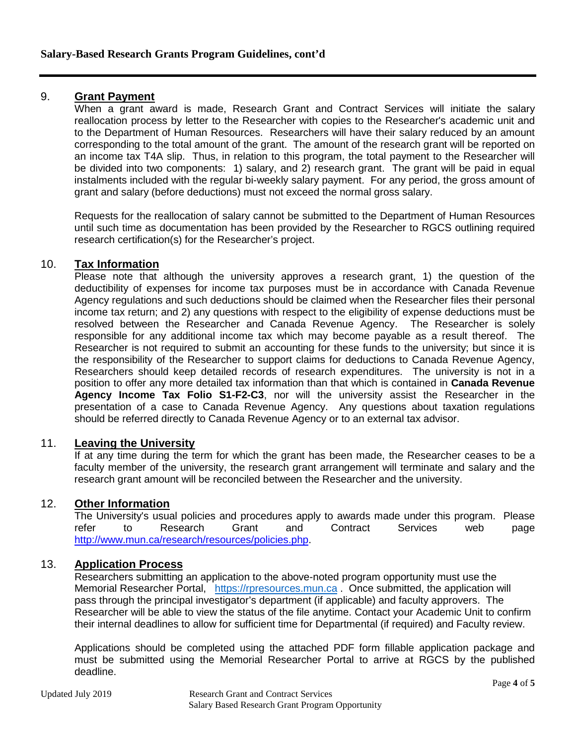## 9. Grant Payment

When a grant award is made, Research Grant and Contract Services will initiate the salary reallocation process by letter to the Researcher with copies to the Researcher's academic unit and to the Department of Human Resources. Researchers will have their salary reduced by an amount corresponding to the total amount of the grant. The amount of the research grant will be reported on an income tax T4A slip. Thus, in relation to this program, the total payment to the Researcher will be divided into two components: 1) salary, and 2) research grant. The grant will be paid in equal instalments included with the regular bi-weekly salary payment. For any period, the gross amount of grant and salary (before deductions) must not exceed the normal gross salary.

Requests for the reallocation of salary cannot be submitted to the Department of Human Resources until such time as documentation has been provided by the Researcher to RGCS outlining required research certification(s) for the Researcher's project.

## 10. Tax Information

Please note that although the university approves a research grant, 1) the question of the deductibility of expenses for income tax purposes must be in accordance with Canada Revenue Agency regulations and such deductions should be claimed when the Researcher files their personal income tax return; and 2) any questions with respect to the eligibility of expense deductions must be resolved between the Researcher and Canada Revenue Agency. The Researcher is solely responsible for any additional income tax which may become payable as a result thereof. The Researcher is not required to submit an accounting for these funds to the university; but since it is the responsibility of the Researcher to support claims for deductions to Canada Revenue Agency, Researchers should keep detailed records of research expenditures. The university is not in a position to offer any more detailed tax information than that which is contained in **Canada Revenue Agency Income Tax Folio S1-F2-C3**, nor will the university assist the Researcher in the presentation of a case to Canada Revenue Agency. Any questions about taxation regulations should be referred directly to Canada Revenue Agency or to an external tax advisor.

## 11. Leaving the University

If at any time during the term for which the grant has been made, the Researcher ceases to be a faculty member of the university, the research grant arrangement will terminate and salary and the research grant amount will be reconciled between the Researcher and the university.

## 12. Other Information

The University's usual policies and procedures apply to awards made under this program. Please refer to Research Grant and Contract Services web page http://www.mun.ca/research/resources/policies.php.

## 13. Application Process

Researchers submitting an application to the above-noted program opportunity must use the Memorial Researcher Portal, https://rpresources.mun.ca . Once submitted, the application will pass through the principal investigator's department (if applicable) and faculty approvers. The Researcher will be able to view the status of the file anytime. Contact your Academic Unit to confirm their internal deadlines to allow for sufficient time for Departmental (if required) and Faculty review.

Applications should be completed using the attached PDF form fillable application package and must be submitted using the Memorial Researcher Portal to arrive at RGCS by the published deadline.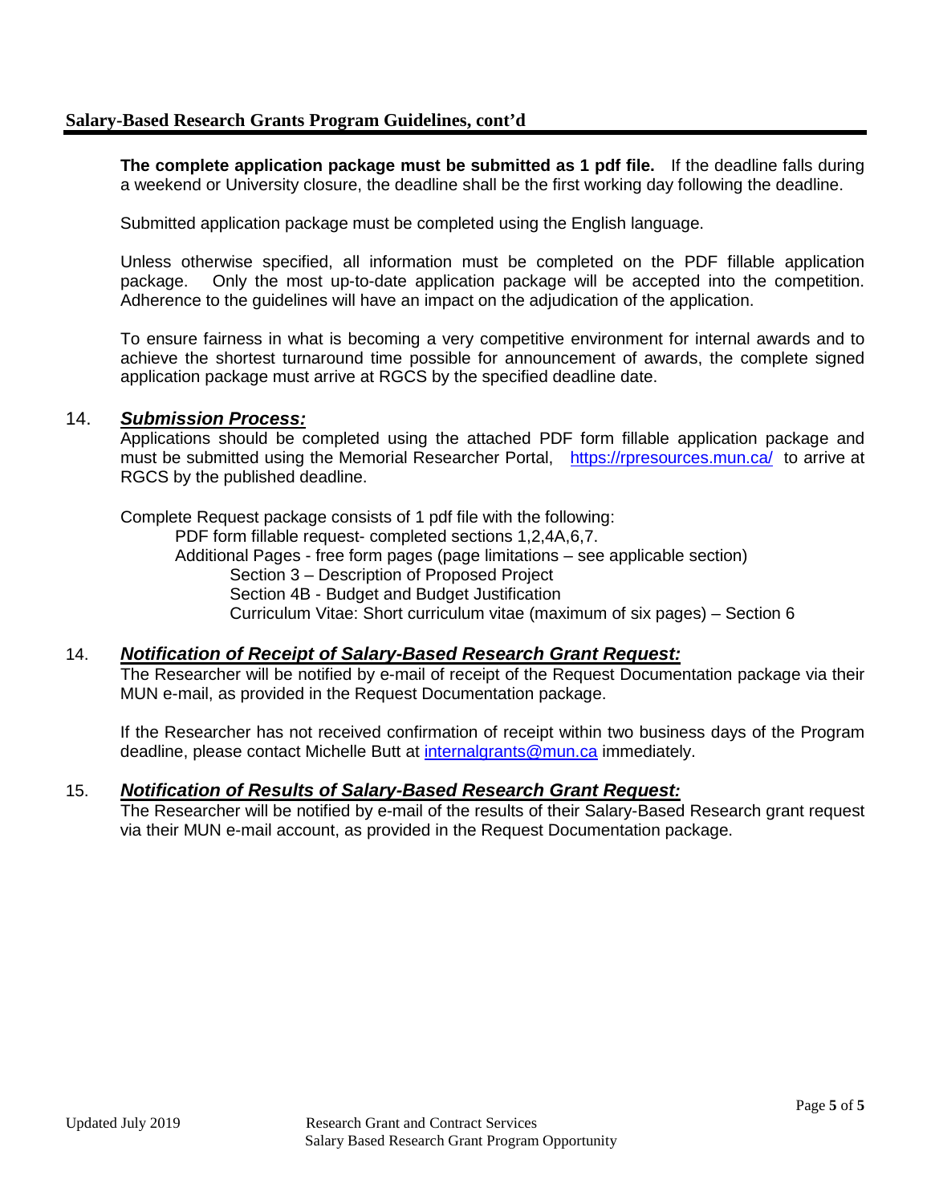**The complete application package must be submitted as 1 pdf file.** If the deadline falls during a weekend or University closure, the deadline shall be the first working day following the deadline.

Submitted application package must be completed using the English language.

Unless otherwise specified, all information must be completed on the PDF fillable application package. Only the most up-to-date application package will be accepted into the competition. Adherence to the guidelines will have an impact on the adjudication of the application.

To ensure fairness in what is becoming a very competitive environment for internal awards and to achieve the shortest turnaround time possible for announcement of awards, the complete signed application package must arrive at RGCS by the specified deadline date.

14. ***Submission Process:***

Applications should be completed using the attached PDF form fillable application package and must be submitted using the Memorial Researcher Portal, https://rpresources.mun.ca/ to arrive at RGCS by the published deadline.

Complete Request package consists of 1 pdf file with the following:

- PDF form fillable request- completed sections 1,2,4A,6,7.
- Additional Pages - free form pages (page limitations – see applicable section)
  - Section 3 – Description of Proposed Project
  - Section 4B - Budget and Budget Justification
  - Curriculum Vitae: Short curriculum vitae (maximum of six pages) – Section 6

14. ***Notification of Receipt of Salary-Based Research Grant Request:***

The Researcher will be notified by e-mail of receipt of the Request Documentation package via their MUN e-mail, as provided in the Request Documentation package.

If the Researcher has not received confirmation of receipt within two business days of the Program deadline, please contact Michelle Butt at internalgrants@mun.ca immediately.

15. ***Notification of Results of Salary-Based Research Grant Request:***

The Researcher will be notified by e-mail of the results of their Salary-Based Research grant request via their MUN e-mail account, as provided in the Request Documentation package.